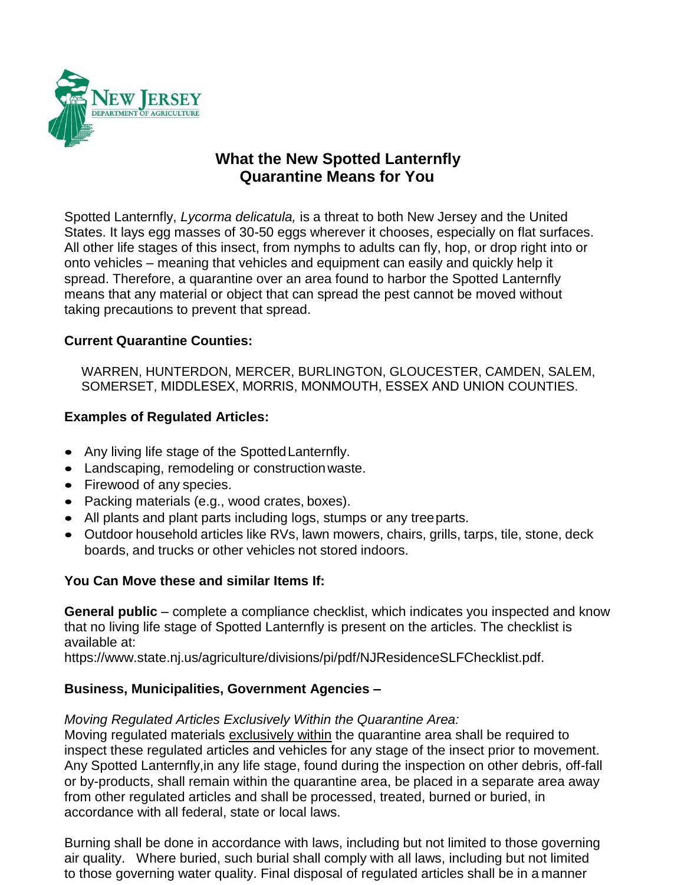# What the New Spotted Lanternfly Quarantine Means for You

Spotted Lanternfly, *Lycorma delicatula,* is a threat to both New Jersey and the United States. It lays egg masses of 30-50 eggs wherever it chooses, especially on flat surfaces. All other life stages of this insect, from nymphs to adults can fly, hop, or drop right into or onto vehicles – meaning that vehicles and equipment can easily and quickly help it spread. Therefore, a quarantine over an area found to harbor the Spotted Lanternfly means that any material or object that can spread the pest cannot be moved without taking precautions to prevent that spread.

**Current Quarantine Counties:**

WARREN, HUNTERDON, MERCER, BURLINGTON, GLOUCESTER, CAMDEN, SALEM, SOMERSET, MIDDLESEX, MORRIS, MONMOUTH, ESSEX AND UNION COUNTIES.

**Examples of Regulated Articles:**

- Any living life stage of the Spotted Lanternfly.
- Landscaping, remodeling or construction waste.
- Firewood of any species.
- Packing materials (e.g., wood crates, boxes).
- All plants and plant parts including logs, stumps or any tree parts.
- Outdoor household articles like RVs, lawn mowers, chairs, grills, tarps, tile, stone, deck boards, and trucks or other vehicles not stored indoors.

**You Can Move these and similar Items If:**

**General public** – complete a compliance checklist, which indicates you inspected and know that no living life stage of Spotted Lanternfly is present on the articles. The checklist is available at:
https://www.state.nj.us/agriculture/divisions/pi/pdf/NJResidenceSLFChecklist.pdf.

**Business, Municipalities, Government Agencies –**

*Moving Regulated Articles Exclusively Within the Quarantine Area:*
Moving regulated materials exclusively within the quarantine area shall be required to inspect these regulated articles and vehicles for any stage of the insect prior to movement. Any Spotted Lanternfly, in any life stage, found during the inspection on other debris, off-fall or by-products, shall remain within the quarantine area, be placed in a separate area away from other regulated articles and shall be processed, treated, burned or buried, in accordance with all federal, state or local laws.

Burning shall be done in accordance with laws, including but not limited to those governing air quality. Where buried, such burial shall comply with all laws, including but not limited to those governing water quality. Final disposal of regulated articles shall be in a manner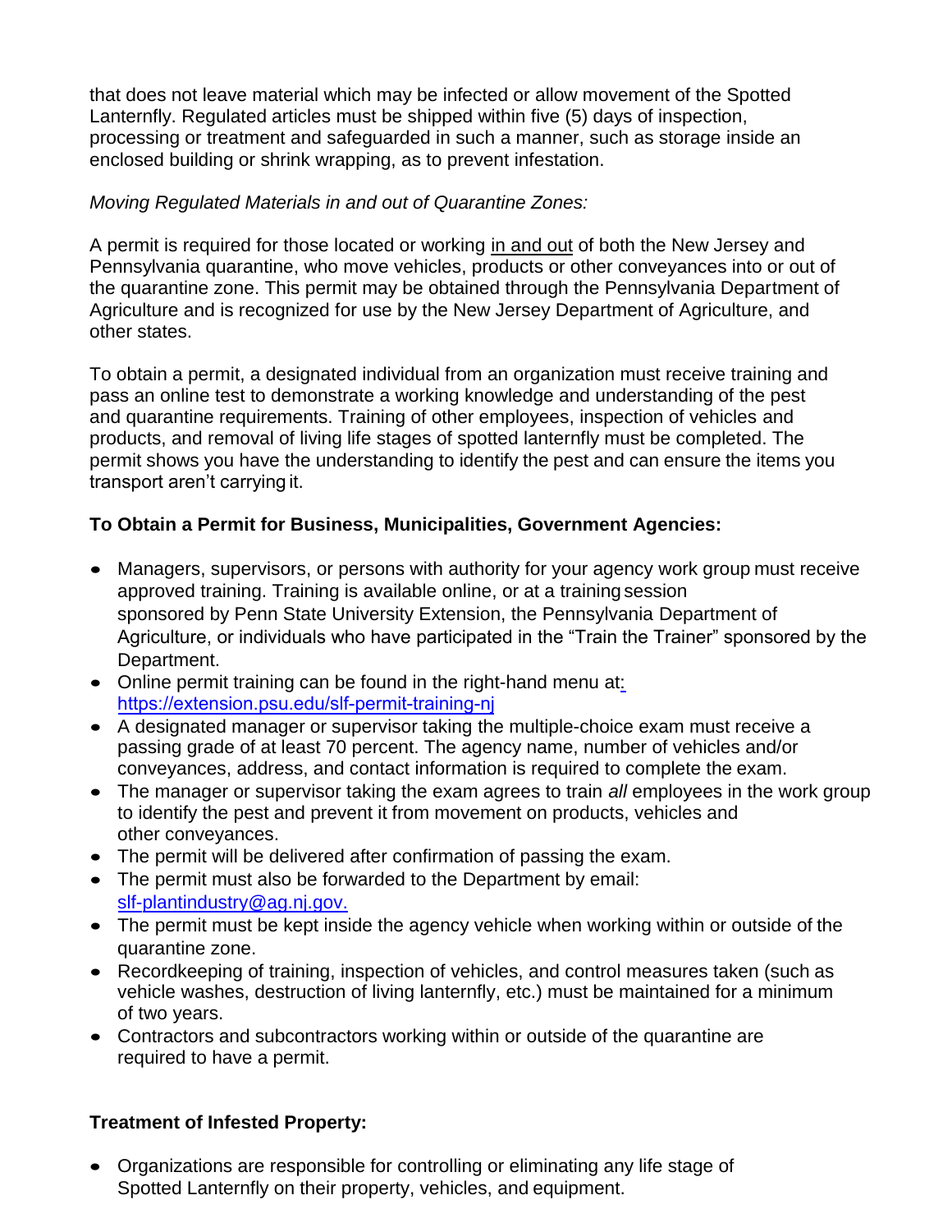that does not leave material which may be infected or allow movement of the Spotted Lanternfly. Regulated articles must be shipped within five (5) days of inspection, processing or treatment and safeguarded in such a manner, such as storage inside an enclosed building or shrink wrapping, as to prevent infestation.

*Moving Regulated Materials in and out of Quarantine Zones:*

A permit is required for those located or working <u>in and out</u> of both the New Jersey and Pennsylvania quarantine, who move vehicles, products or other conveyances into or out of the quarantine zone. This permit may be obtained through the Pennsylvania Department of Agriculture and is recognized for use by the New Jersey Department of Agriculture, and other states.

To obtain a permit, a designated individual from an organization must receive training and pass an online test to demonstrate a working knowledge and understanding of the pest and quarantine requirements. Training of other employees, inspection of vehicles and products, and removal of living life stages of spotted lanternfly must be completed. The permit shows you have the understanding to identify the pest and can ensure the items you transport aren't carrying it.

**To Obtain a Permit for Business, Municipalities, Government Agencies:**

- Managers, supervisors, or persons with authority for your agency work group must receive approved training. Training is available online, or at a training session sponsored by Penn State University Extension, the Pennsylvania Department of Agriculture, or individuals who have participated in the "Train the Trainer" sponsored by the Department.
- Online permit training can be found in the right-hand menu at: https://extension.psu.edu/slf-permit-training-nj
- A designated manager or supervisor taking the multiple-choice exam must receive a passing grade of at least 70 percent. The agency name, number of vehicles and/or conveyances, address, and contact information is required to complete the exam.
- The manager or supervisor taking the exam agrees to train *all* employees in the work group to identify the pest and prevent it from movement on products, vehicles and other conveyances.
- The permit will be delivered after confirmation of passing the exam.
- The permit must also be forwarded to the Department by email: slf-plantindustry@ag.nj.gov.
- The permit must be kept inside the agency vehicle when working within or outside of the quarantine zone.
- Recordkeeping of training, inspection of vehicles, and control measures taken (such as vehicle washes, destruction of living lanternfly, etc.) must be maintained for a minimum of two years.
- Contractors and subcontractors working within or outside of the quarantine are required to have a permit.

**Treatment of Infested Property:**

- Organizations are responsible for controlling or eliminating any life stage of Spotted Lanternfly on their property, vehicles, and equipment.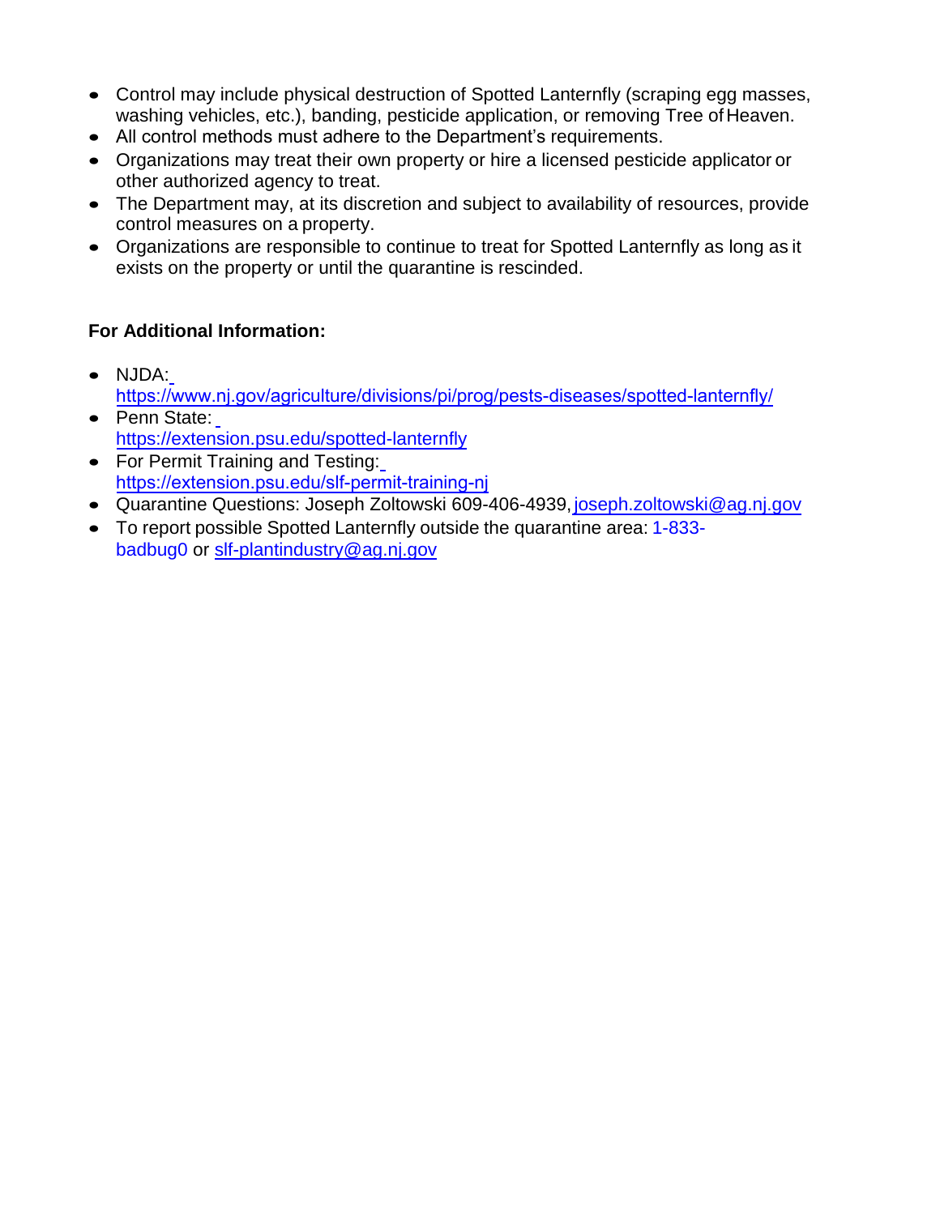- Control may include physical destruction of Spotted Lanternfly (scraping egg masses, washing vehicles, etc.), banding, pesticide application, or removing Tree of Heaven.
- All control methods must adhere to the Department's requirements.
- Organizations may treat their own property or hire a licensed pesticide applicator or other authorized agency to treat.
- The Department may, at its discretion and subject to availability of resources, provide control measures on a property.
- Organizations are responsible to continue to treat for Spotted Lanternfly as long as it exists on the property or until the quarantine is rescinded.

**For Additional Information:**

- NJDA: https://www.nj.gov/agriculture/divisions/pi/prog/pests-diseases/spotted-lanternfly/
- Penn State: https://extension.psu.edu/spotted-lanternfly
- For Permit Training and Testing: https://extension.psu.edu/slf-permit-training-nj
- Quarantine Questions: Joseph Zoltowski 609-406-4939, joseph.zoltowski@ag.nj.gov
- To report possible Spotted Lanternfly outside the quarantine area: 1-833-badbug0 or slf-plantindustry@ag.nj.gov